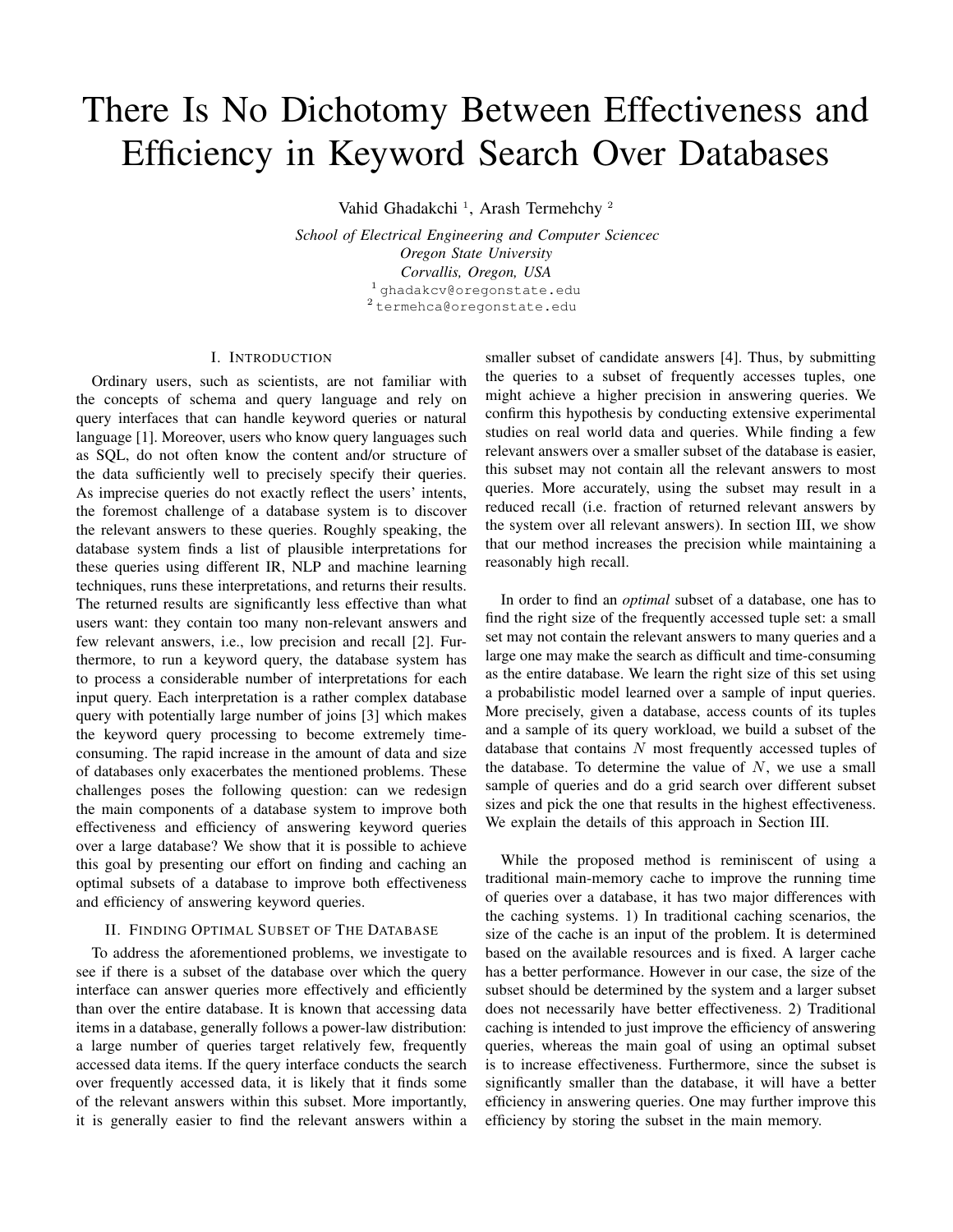# There Is No Dichotomy Between Effectiveness and Efficiency in Keyword Search Over Databases

Vahid Ghadakchi [1], Arash Termehchy [2]

*School of Electrical Engineering and Computer Sciencec*
*Oregon State University*
*Corvallis, Oregon, USA*
[1] ghadakcv@oregonstate.edu
[2] termehca@oregonstate.edu

## I. Introduction

Ordinary users, such as scientists, are not familiar with the concepts of schema and query language and rely on query interfaces that can handle keyword queries or natural language [1]. Moreover, users who know query languages such as SQL, do not often know the content and/or structure of the data sufficiently well to precisely specify their queries. As imprecise queries do not exactly reflect the users' intents, the foremost challenge of a database system is to discover the relevant answers to these queries. Roughly speaking, the database system finds a list of plausible interpretations for these queries using different IR, NLP and machine learning techniques, runs these interpretations, and returns their results. The returned results are significantly less effective than what users want: they contain too many non-relevant answers and few relevant answers, i.e., low precision and recall [2]. Furthermore, to run a keyword query, the database system has to process a considerable number of interpretations for each input query. Each interpretation is a rather complex database query with potentially large number of joins [3] which makes the keyword query processing to become extremely time-consuming. The rapid increase in the amount of data and size of databases only exacerbates the mentioned problems. These challenges poses the following question: can we redesign the main components of a database system to improve both effectiveness and efficiency of answering keyword queries over a large database? We show that it is possible to achieve this goal by presenting our effort on finding and caching an optimal subsets of a database to improve both effectiveness and efficiency of answering keyword queries.

## II. Finding Optimal Subset of The Database

To address the aforementioned problems, we investigate to see if there is a subset of the database over which the query interface can answer queries more effectively and efficiently than over the entire database. It is known that accessing data items in a database, generally follows a power-law distribution: a large number of queries target relatively few, frequently accessed data items. If the query interface conducts the search over frequently accessed data, it is likely that it finds some of the relevant answers within this subset. More importantly, it is generally easier to find the relevant answers within a smaller subset of candidate answers [4]. Thus, by submitting the queries to a subset of frequently accesses tuples, one might achieve a higher precision in answering queries. We confirm this hypothesis by conducting extensive experimental studies on real world data and queries. While finding a few relevant answers over a smaller subset of the database is easier, this subset may not contain all the relevant answers to most queries. More accurately, using the subset may result in a reduced recall (i.e. fraction of returned relevant answers by the system over all relevant answers). In section III, we show that our method increases the precision while maintaining a reasonably high recall.

In order to find an *optimal* subset of a database, one has to find the right size of the frequently accessed tuple set: a small set may not contain the relevant answers to many queries and a large one may make the search as difficult and time-consuming as the entire database. We learn the right size of this set using a probabilistic model learned over a sample of input queries. More precisely, given a database, access counts of its tuples and a sample of its query workload, we build a subset of the database that contains $N$ most frequently accessed tuples of the database. To determine the value of $N$, we use a small sample of queries and do a grid search over different subset sizes and pick the one that results in the highest effectiveness. We explain the details of this approach in Section III.

While the proposed method is reminiscent of using a traditional main-memory cache to improve the running time of queries over a database, it has two major differences with the caching systems. 1) In traditional caching scenarios, the size of the cache is an input of the problem. It is determined based on the available resources and is fixed. A larger cache has a better performance. However in our case, the size of the subset should be determined by the system and a larger subset does not necessarily have better effectiveness. 2) Traditional caching is intended to just improve the efficiency of answering queries, whereas the main goal of using an optimal subset is to increase effectiveness. Furthermore, since the subset is significantly smaller than the database, it will have a better efficiency in answering queries. One may further improve this efficiency by storing the subset in the main memory.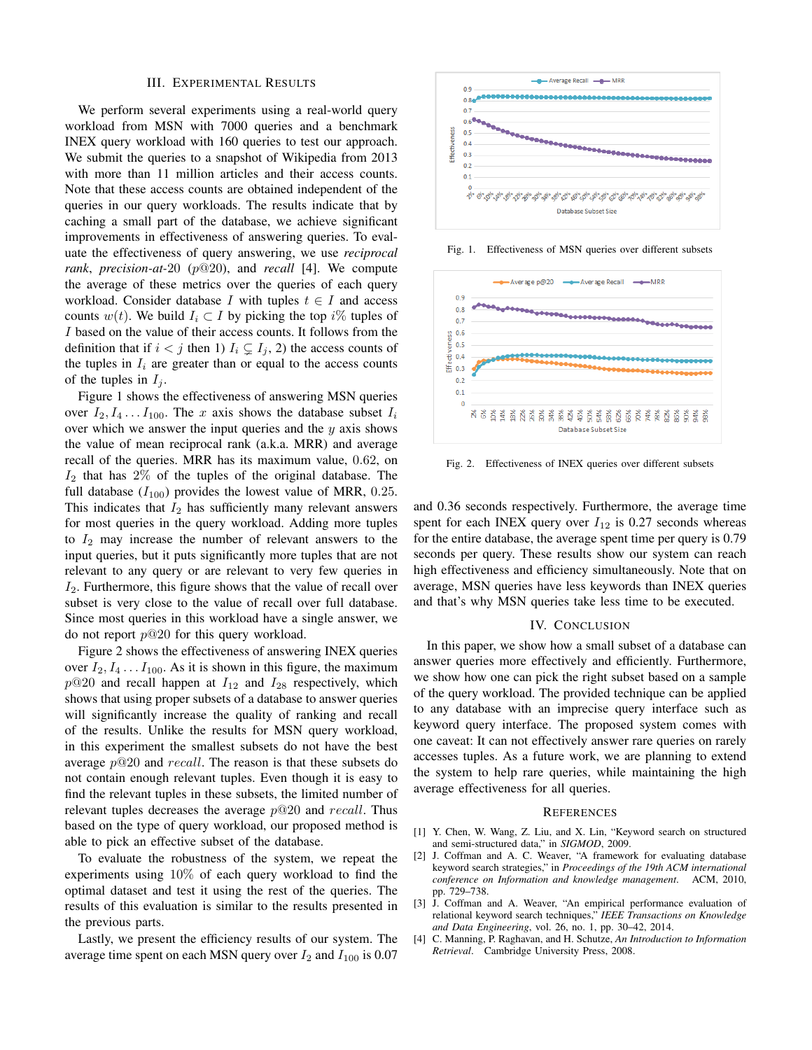## III. Experimental Results

We perform several experiments using a real-world query workload from MSN with 7000 queries and a benchmark INEX query workload with 160 queries to test our approach. We submit the queries to a snapshot of Wikipedia from 2013 with more than 11 million articles and their access counts. Note that these access counts are obtained independent of the queries in our query workloads. The results indicate that by caching a small part of the database, we achieve significant improvements in effectiveness of answering queries. To evaluate the effectiveness of query answering, we use *reciprocal rank*, *precision-at-20* ($p$@20), and *recall* [4]. We compute the average of these metrics over the queries of each query workload. Consider database $I$ with tuples $t \in I$ and access counts $w(t)$. We build $I_i \subset I$ by picking the top $i\%$ tuples of $I$ based on the value of their access counts. It follows from the definition that if $i < j$ then 1) $I_i \subsetneq I_j$, 2) the access counts of the tuples in $I_i$ are greater than or equal to the access counts of the tuples in $I_j$.

Figure 1 shows the effectiveness of answering MSN queries over $I_2, I_4 \ldots I_{100}$. The $x$ axis shows the database subset $I_i$ over which we answer the input queries and the $y$ axis shows the value of mean reciprocal rank (a.k.a. MRR) and average recall of the queries. MRR has its maximum value, 0.62, on $I_2$ that has $2\%$ of the tuples of the original database. The full database ($I_{100}$) provides the lowest value of MRR, 0.25. This indicates that $I_2$ has sufficiently many relevant answers for most queries in the query workload. Adding more tuples to $I_2$ may increase the number of relevant answers to the input queries, but it puts significantly more tuples that are not relevant to any query or are relevant to very few queries in $I_2$. Furthermore, this figure shows that the value of recall over subset is very close to the value of recall over full database. Since most queries in this workload have a single answer, we do not report $p$@20 for this query workload.

Figure 2 shows the effectiveness of answering INEX queries over $I_2, I_4 \ldots I_{100}$. As it is shown in this figure, the maximum $p$@20 and recall happen at $I_{12}$ and $I_{28}$ respectively, which shows that using proper subsets of a database to answer queries will significantly increase the quality of ranking and recall of the results. Unlike the results for MSN query workload, in this experiment the smallest subsets do not have the best average $p$@20 and $recall$. The reason is that these subsets do not contain enough relevant tuples. Even though it is easy to find the relevant tuples in these subsets, the limited number of relevant tuples decreases the average $p$@20 and $recall$. Thus based on the type of query workload, our proposed method is able to pick an effective subset of the database.

To evaluate the robustness of the system, we repeat the experiments using $10\%$ of each query workload to find the optimal dataset and test it using the rest of the queries. The results of this evaluation is similar to the results presented in the previous parts.

Lastly, we present the efficiency results of our system. The average time spent on each MSN query over $I_2$ and $I_{100}$ is 0.07 and 0.36 seconds respectively. Furthermore, the average time spent for each INEX query over $I_{12}$ is 0.27 seconds whereas for the entire database, the average spent time per query is 0.79 seconds per query. These results show our system can reach high effectiveness and efficiency simultaneously. Note that on average, MSN queries have less keywords than INEX queries and that's why MSN queries take less time to be executed.

Average Recall
MRR
Effectiveness
Database Subset Size

Fig. 1. Effectiveness of MSN queries over different subsets

Average p@20
Average Recall
MRR
Effectiveness
Database Subset Size

Fig. 2. Effectiveness of INEX queries over different subsets

## IV. Conclusion

In this paper, we show how a small subset of a database can answer queries more effectively and efficiently. Furthermore, we show how one can pick the right subset based on a sample of the query workload. The provided technique can be applied to any database with an imprecise query interface such as keyword query interface. The proposed system comes with one caveat: It can not effectively answer rare queries on rarely accesses tuples. As a future work, we are planning to extend the system to help rare queries, while maintaining the high average effectiveness for all queries.

## References

[1] Y. Chen, W. Wang, Z. Liu, and X. Lin, "Keyword search on structured and semi-structured data," in *SIGMOD*, 2009.

[2] J. Coffman and A. C. Weaver, "A framework for evaluating database keyword search strategies," in *Proceedings of the 19th ACM international conference on Information and knowledge management*. ACM, 2010, pp. 729–738.

[3] J. Coffman and A. Weaver, "An empirical performance evaluation of relational keyword search techniques," *IEEE Transactions on Knowledge and Data Engineering*, vol. 26, no. 1, pp. 30–42, 2014.

[4] C. Manning, P. Raghavan, and H. Schutze, *An Introduction to Information Retrieval*. Cambridge University Press, 2008.